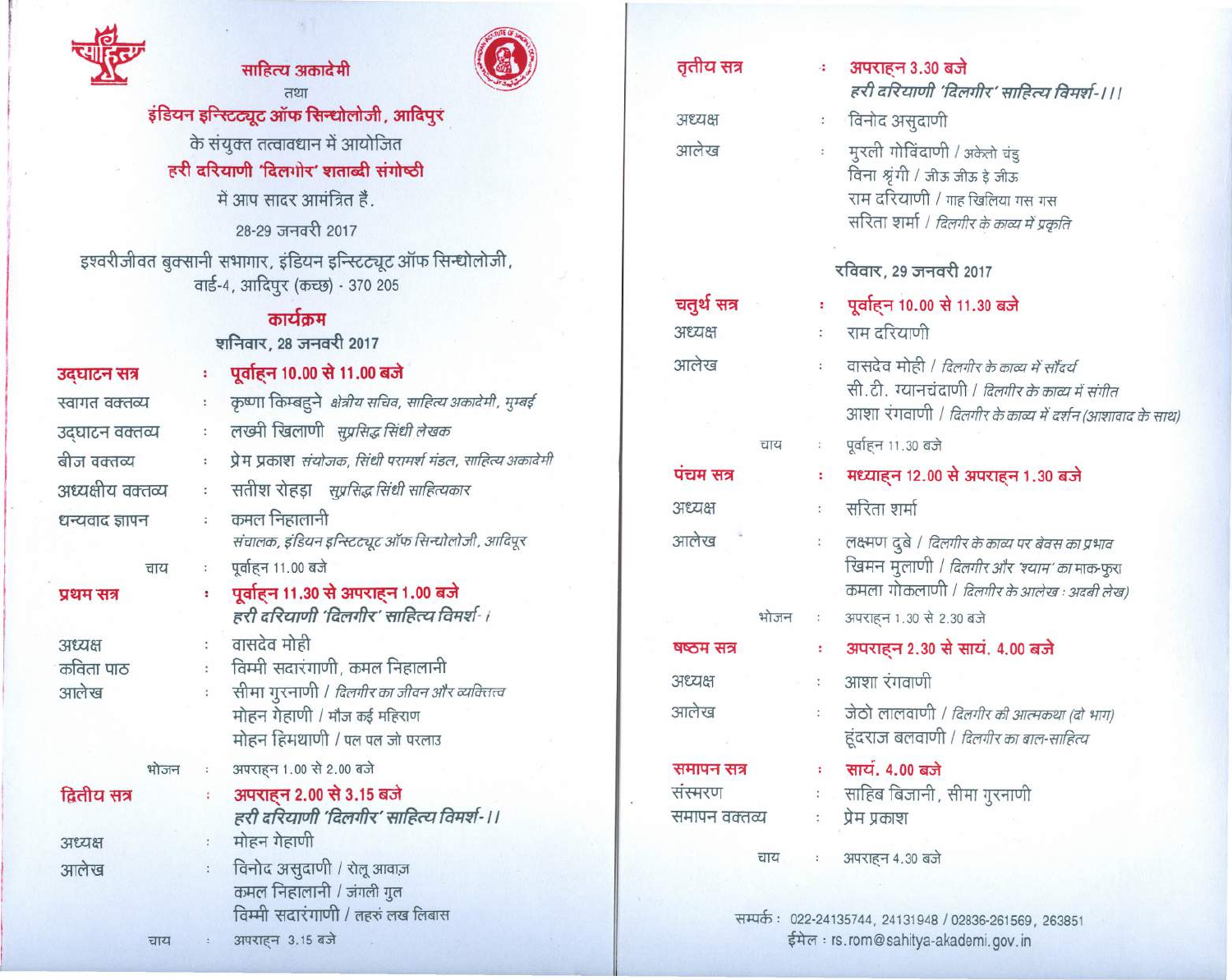**साहित्य अकादेमी**

तथा

**इंडियन इन्स्टिट्यूट ऑफ सिन्धोलोजी, आदिपुर**

के संयुक्त तत्वावधान में आयोजित

**हरी दरियाणी 'दिलगीर' शताब्दी संगोष्ठी**

में आप सादर आमंत्रित हैं.

28-29 जनवरी 2017

इश्वरीजीवत बुक्सानी सभागार, इंडियन इन्स्टिट्यूट ऑफ सिन्धोलोजी,
वार्ड-4, आदिपुर (कच्छ) - 370 205

## कार्यक्रम

### शनिवार, 28 जनवरी 2017

**उद्घाटन सत्र** : **पूर्वाह्न 10.00 से 11.00 बजे**

स्वागत वक्तव्य : कृष्णा किम्बहुने *क्षेत्रीय सचिव, साहित्य अकादेमी, मुम्बई*

उद्घाटन वक्तव्य : लख्मी खिलाणी *सुप्रसिद्ध सिंधी लेखक*

बीज वक्तव्य : प्रेम प्रकाश *संयोजक, सिंधी परामर्श मंडल, साहित्य अकादेमी*

अध्यक्षीय वक्तव्य : सतीश रोहड़ा *सुप्रसिद्ध सिंधी साहित्यकार*

धन्यवाद ज्ञापन : कमल निहालानी *संचालक, इंडियन इन्स्टिट्यूट ऑफ सिन्धोलोजी, आदिपूर*

चाय : पूर्वाह्न 11.00 बजे

**प्रथम सत्र** : **पूर्वाह्न 11.30 से अपराह्न 1.00 बजे**
***हरी दरियाणी 'दिलगीर' साहित्य विमर्श-।***

अध्यक्ष : वासदेव मोही

कविता पाठ : विम्मी सदारंगाणी, कमल निहालानी

आलेख : सीमा गुरनाणी / *दिलगीर का जीवन और व्यक्तित्व*
मोहन गेहाणी / मौज कई महिराण
मोहन हिमथाणी / पल पल जो परलाउ

भोजन : अपराह्न 1.00 से 2.00 बजे

**द्वितीय सत्र** : **अपराह्न 2.00 से 3.15 बजे**
***हरी दरियाणी 'दिलगीर' साहित्य विमर्श-।।***

अध्यक्ष : मोहन गेहाणी

आलेख : विनोद असुदाणी / रोलू आवाज़
कमल निहालानी / जंगली गुल
विम्मी सदारंगाणी / तहरुं लख लिबास

चाय : अपराह्न 3.15 बजे

**तृतीय सत्र** : **अपराह्न 3.30 बजे**
***हरी दरियाणी 'दिलगीर' साहित्य विमर्श-।।।***

अध्यक्ष : विनोद असुदाणी

आलेख : मुरली गोविंदाणी / अकेलो चंडु
विना श्रृंगी / जीऊ जीऊ इे जीऊ
राम दरियाणी / गाह खिलिया गस गस
सरिता शर्मा / *दिलगीर के काव्य में प्रकृति*

### रविवार, 29 जनवरी 2017

**चतुर्थ सत्र** : **पूर्वाह्न 10.00 से 11.30 बजे**

अध्यक्ष : राम दरियाणी

आलेख : वासदेव मोही / *दिलगीर के काव्य में सौंदर्य*
सी.टी. ग्यानचंदाणी / *दिलगीर के काव्य में संगीत*
आशा रंगवाणी / *दिलगीर के काव्य में दर्शन (आशावाद के साथ)*

चाय : पूर्वाह्न 11.30 बजे

**पंचम सत्र** : **मध्याह्न 12.00 से अपराह्न 1.30 बजे**

अध्यक्ष : सरिता शर्मा

आलेख : लक्ष्मण दुबे / *दिलगीर के काव्य पर बेवस का प्रभाव*
खिमन मुलाणी / *दिलगीर और 'श्याम' का माक-फुरा*
कमला गोकलाणी / *दिलगीर के आलेख : अदबी लेख)*

भोजन : अपराह्न 1.30 से 2.30 बजे

**षष्ठम सत्र** : **अपराह्न 2.30 से सायं. 4.00 बजे**

अध्यक्ष : आशा रंगवाणी

आलेख : जेठो लालवाणी / *दिलगीर की आत्मकथा (दो भाग)*
हूंदराज बलवाणी / *दिलगीर का बाल-साहित्य*

**समापन सत्र** : **सायं. 4.00 बजे**

संस्मरण : साहिब बिजानी, सीमा गुरनाणी

समापन वक्तव्य : प्रेम प्रकाश

चाय : अपराह्न 4.30 बजे

सम्पर्क : 022-24135744, 24131948 / 02836-261569, 263851
ईमेल : rs.rom@sahitya-akademi.gov.in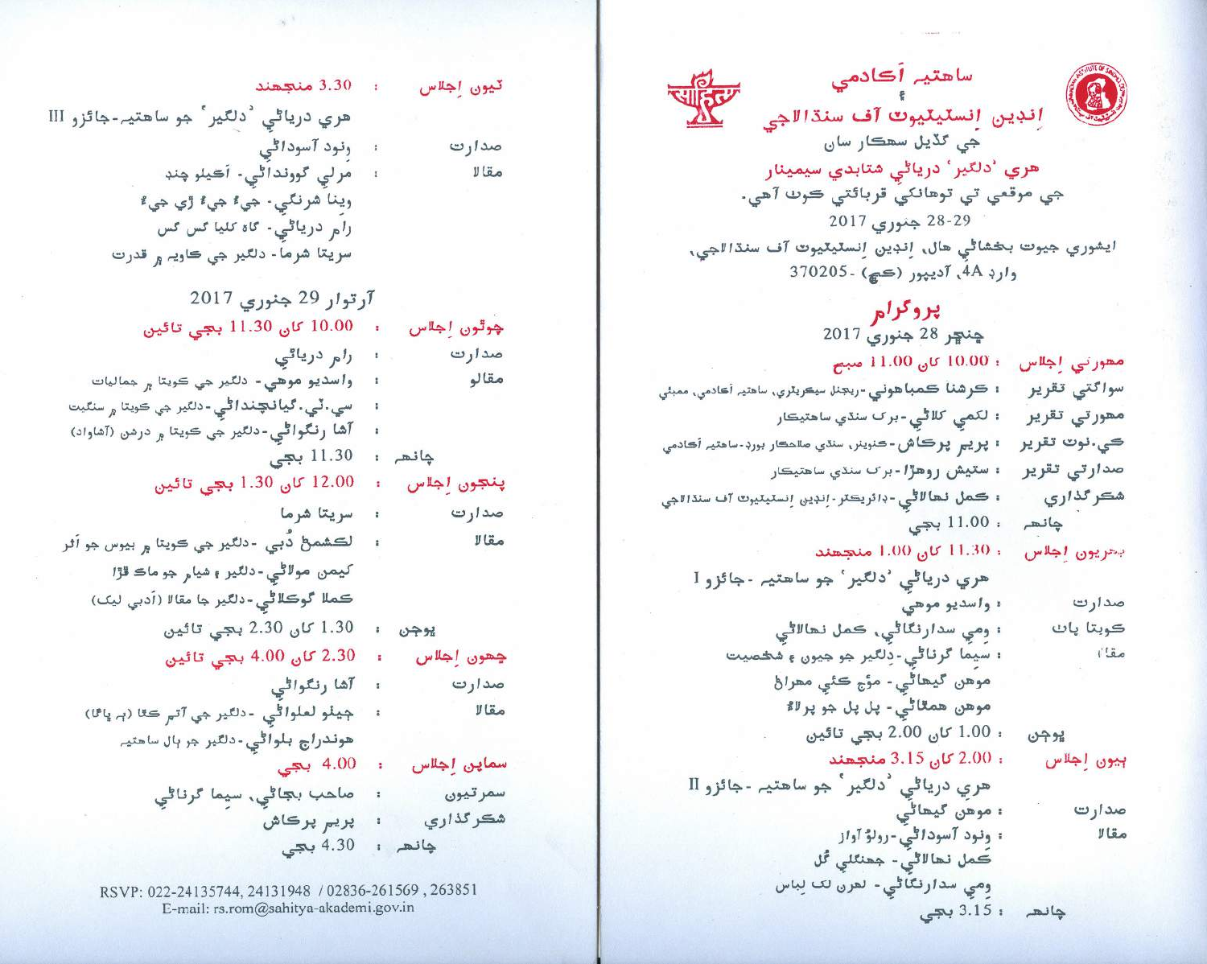# ساهتيہ اڪادمي

**۽**

# انڊين انسٽيٽيوٽ آف سنڌالاجي

جي گڏيل سهڪار سان

## هري 'دلگير' دريائي شتابدي سيمينار

جي موقعي تي توهانکي قربائتي ڪوٺ آهي.

28-29 جنوري 2017

ايشوري جيوت بخشائي هال، انڊين انسٽيٽيوٽ آف سنڌالاجي، وارڊ 4A، آديپور (ڪڇ) - 370205

## پروگرام

### ڇنڇر 28 جنوري 2017

**مهورتي اجلاس : 10.00 کان 11.00 صبح**

سواگتي تقرير : ڪرشنا ڪمباهوني - ريجنل سيڪريٽري، ساهتيہ اڪادمي، ممبئي

مهورتي تقرير : لکمي کلاڻي - برک سنڌي ساهتيڪار

ڪي.نوٽ تقرير : پريم پرڪاش - ڪنوينر، سنڌي صلاحڪار بورڊ - ساهتيہ اڪادمي

صدارتي تقرير : ستيش روهڙا - برک سنڌي ساهتيڪار

شڪرگذاري : ڪمل نهالاڻي - ڊائريڪٽر - انڊين انسٽيٽيوٽ آف سنڌالاجي

چانهہ : 11.00 بجي

**ٻيون اجلاس : 11.30 کان 1.00 منجهند**

هري دريائي 'دلگير' جو ساهتيہ - جائزو I

صدارت : واسديو موهي

ڪويتا پاٺ : ومي سدارنگاڻي، ڪمل نهالاڻي

مقالا : سيما گرناڻي - دلگير جو جيون ۽ شخصيت

موهن گيهاڻي - مؤج ڪئي مهراڻ

موهن همٿاڻي - پل پل جو پرلاءُ

ڀوڄن : 1.00 کان 2.00 بجي تائين

**ٽيون اجلاس : 2.00 کان 3.15 منجهند**

هري دريائي 'دلگير' جو ساهتيہ - جائزو II

صدارت : موهن گيهاڻي

مقالا : ونود آسوداڻي - رولو آواز

ڪمل نهالاڻي - جهنگلي گل

ومي سدارنگاڻي - لهرن لڌ لباس

چانهہ : 3.15 بجي

**ٽيون اجلاس : 3.30 منجهند**

هري دريائي 'دلگير' جو ساهتيہ - جائزو III

صدارت : ونود آسوداڻي

مقالا : مرلي گوونداڻي - آڪيلو چنڊ

وينا شرنگي - جيءُ جيءُ آءِ جيءُ

رام دريائي - ڳاهہ ڪليا ڪس ڪس

سريتا شرما - دلگير جي ڪاويہ ۾ قدرت

### آرتوار 29 جنوري 2017

**چوٿون اجلاس : 10.00 کان 11.30 بجي تائين**

صدارت : رام دريائي

مقالو : واسديو موهي - دلگير جي ڪويتا ۾ جماليات

: سي.ٽي. گيانچنداڻي - دلگير جي ڪويتا ۾ سنگيت

: آشا رنگواڻي - دلگير جي ڪويتا ۾ درشن (آشاواد)

چانهہ : 11.30 بجي

**پنجون اجلاس : 12.00 کان 1.30 بجي تائين**

صدارت : سريتا شرما

مقالا : لڪشمڻ ڏُٻي - دلگير جي ڪويتا ۾ ٻيوس جو اثر

ڪيمن مولاڻي - دلگير ۽ شيام جو ماڪ ڦڙا

ڪملا گوڪلاڻي - دلگير جا مقالا (ادبي ليک)

ڀوڄن : 1.30 کان 2.30 بجي تائين

**ڇهون اجلاس : 2.30 کان 4.00 بجي تائين**

صدارت : آشا رنگواڻي

مقالا : جيٺو لعلواڻي - دلگير جي آتم ڪٿا (ٻہ ڀاڱا)

هوندراج بلواڻي - دلگير جو ٻال ساهتيہ

**سماپن اجلاس : 4.00 بجي**

سمرتيون : صاحب بجاڻي، سيما گرناڻي

شڪرگذاري : پريم پرڪاش

چانهہ : 4.30 بجي

RSVP: 022-24135744, 24131948 / 02836-261569 , 263851
E-mail: rs.rom@sahitya-akademi.gov.in